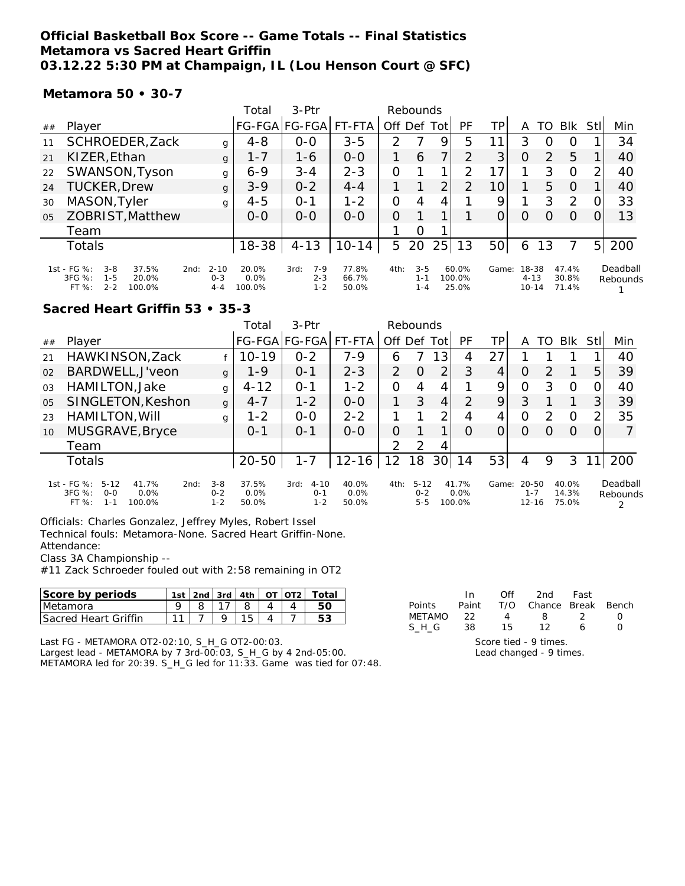# Official Basketball Box Score -- Game Totals -- Final Statistics
## Metamora vs Sacred Heart Griffin
## 03.12.22 5:30 PM at Champaign, IL (Lou Henson Court @ SFC)

### Metamora 50 • 30-7

| ## | Player | | Total FG-FGA | 3-Ptr FG-FGA | FT-FTA | Off | Def | Tot | PF | TP | A | TO | Blk | Stl | Min |
|---|---|---|---|---|---|---|---|---|---|---|---|---|---|---|---|
| 11 | SCHROEDER,Zack | g | 4-8 | 0-0 | 3-5 | 2 | 7 | 9 | 5 | 11 | 3 | 0 | 0 | 1 | 34 |
| 21 | KIZER,Ethan | g | 1-7 | 1-6 | 0-0 | 1 | 6 | 7 | 2 | 3 | 0 | 2 | 5 | 1 | 40 |
| 22 | SWANSON,Tyson | g | 6-9 | 3-4 | 2-3 | 0 | 1 | 1 | 2 | 17 | 1 | 3 | 0 | 2 | 40 |
| 24 | TUCKER,Drew | g | 3-9 | 0-2 | 4-4 | 1 | 1 | 2 | 2 | 10 | 1 | 5 | 0 | 1 | 40 |
| 30 | MASON,Tyler | g | 4-5 | 0-1 | 1-2 | 0 | 4 | 4 | 1 | 9 | 1 | 3 | 2 | 0 | 33 |
| 05 | ZOBRIST,Matthew | | 0-0 | 0-0 | 0-0 | 0 | 1 | 1 | 1 | 0 | 0 | 0 | 0 | 0 | 13 |
| | Team | | | | | 1 | 0 | 1 | | | | | | | |
| | Totals | | 18-38 | 4-13 | 10-14 | 5 | 20 | 25 | 13 | 50 | 6 | 13 | 7 | 5 | 200 |

| | 1st | | 2nd | | 3rd | | 4th | | Game | | Deadball Rebounds |
|---|---|---|---|---|---|---|---|---|---|---|---|
| FG % | 3-8 | 37.5% | 2-10 | 20.0% | 7-9 | 77.8% | 3-5 | 60.0% | 18-38 | 47.4% | 1 |
| 3FG % | 1-5 | 20.0% | 0-3 | 0.0% | 2-3 | 66.7% | 1-1 | 100.0% | 4-13 | 30.8% | |
| FT % | 2-2 | 100.0% | 4-4 | 100.0% | 1-2 | 50.0% | 1-4 | 25.0% | 10-14 | 71.4% | |

### Sacred Heart Griffin 53 • 35-3

| ## | Player | | Total FG-FGA | 3-Ptr FG-FGA | FT-FTA | Off | Def | Tot | PF | TP | A | TO | Blk | Stl | Min |
|---|---|---|---|---|---|---|---|---|---|---|---|---|---|---|---|
| 21 | HAWKINSON,Zack | f | 10-19 | 0-2 | 7-9 | 6 | 7 | 13 | 4 | 27 | 1 | 1 | 1 | 1 | 40 |
| 02 | BARDWELL,J'veon | g | 1-9 | 0-1 | 2-3 | 2 | 0 | 2 | 3 | 4 | 0 | 2 | 1 | 5 | 39 |
| 03 | HAMILTON,Jake | g | 4-12 | 0-1 | 1-2 | 0 | 4 | 4 | 1 | 9 | 0 | 3 | 0 | 0 | 40 |
| 05 | SINGLETON,Keshon | g | 4-7 | 1-2 | 0-0 | 1 | 3 | 4 | 2 | 9 | 3 | 1 | 1 | 3 | 39 |
| 23 | HAMILTON,Will | g | 1-2 | 0-0 | 2-2 | 1 | 1 | 2 | 4 | 4 | 0 | 2 | 0 | 2 | 35 |
| 10 | MUSGRAVE,Bryce | | 0-1 | 0-1 | 0-0 | 0 | 1 | 1 | 0 | 0 | 0 | 0 | 0 | 0 | 7 |
| | Team | | | | | 2 | 2 | 4 | | | | | | | |
| | Totals | | 20-50 | 1-7 | 12-16 | 12 | 18 | 30 | 14 | 53 | 4 | 9 | 3 | 11 | 200 |

| | 1st | | 2nd | | 3rd | | 4th | | Game | | Deadball Rebounds |
|---|---|---|---|---|---|---|---|---|---|---|---|
| FG % | 5-12 | 41.7% | 3-8 | 37.5% | 4-10 | 40.0% | 5-12 | 41.7% | 20-50 | 40.0% | 2 |
| 3FG % | 0-0 | 0.0% | 0-2 | 0.0% | 0-1 | 0.0% | 0-2 | 0.0% | 1-7 | 14.3% | |
| FT % | 1-1 | 100.0% | 1-2 | 50.0% | 1-2 | 50.0% | 5-5 | 100.0% | 12-16 | 75.0% | |

Officials: Charles Gonzalez, Jeffrey Myles, Robert Issel
Technical fouls: Metamora-None. Sacred Heart Griffin-None.
Attendance:
Class 3A Championship --
#11 Zack Schroeder fouled out with 2:58 remaining in OT2

| Score by periods | 1st | 2nd | 3rd | 4th | OT | OT2 | Total |
|---|---|---|---|---|---|---|---|
| Metamora | 9 | 8 | 17 | 8 | 4 | 4 | 50 |
| Sacred Heart Griffin | 11 | 7 | 9 | 15 | 4 | 7 | 53 |

| Points | In Paint | Off T/O | 2nd Chance | Fast Break | Bench |
|---|---|---|---|---|---|
| METAMO | 22 | 4 | 8 | 2 | 0 |
| S_H_G | 38 | 15 | 12 | 6 | 0 |

Last FG - METAMORA OT2-02:10, S_H_G OT2-00:03.
Largest lead - METAMORA by 7 3rd-00:03, S_H_G by 4 2nd-05:00.
METAMORA led for 20:39. S_H_G led for 11:33. Game was tied for 07:48.

Score tied - 9 times.
Lead changed - 9 times.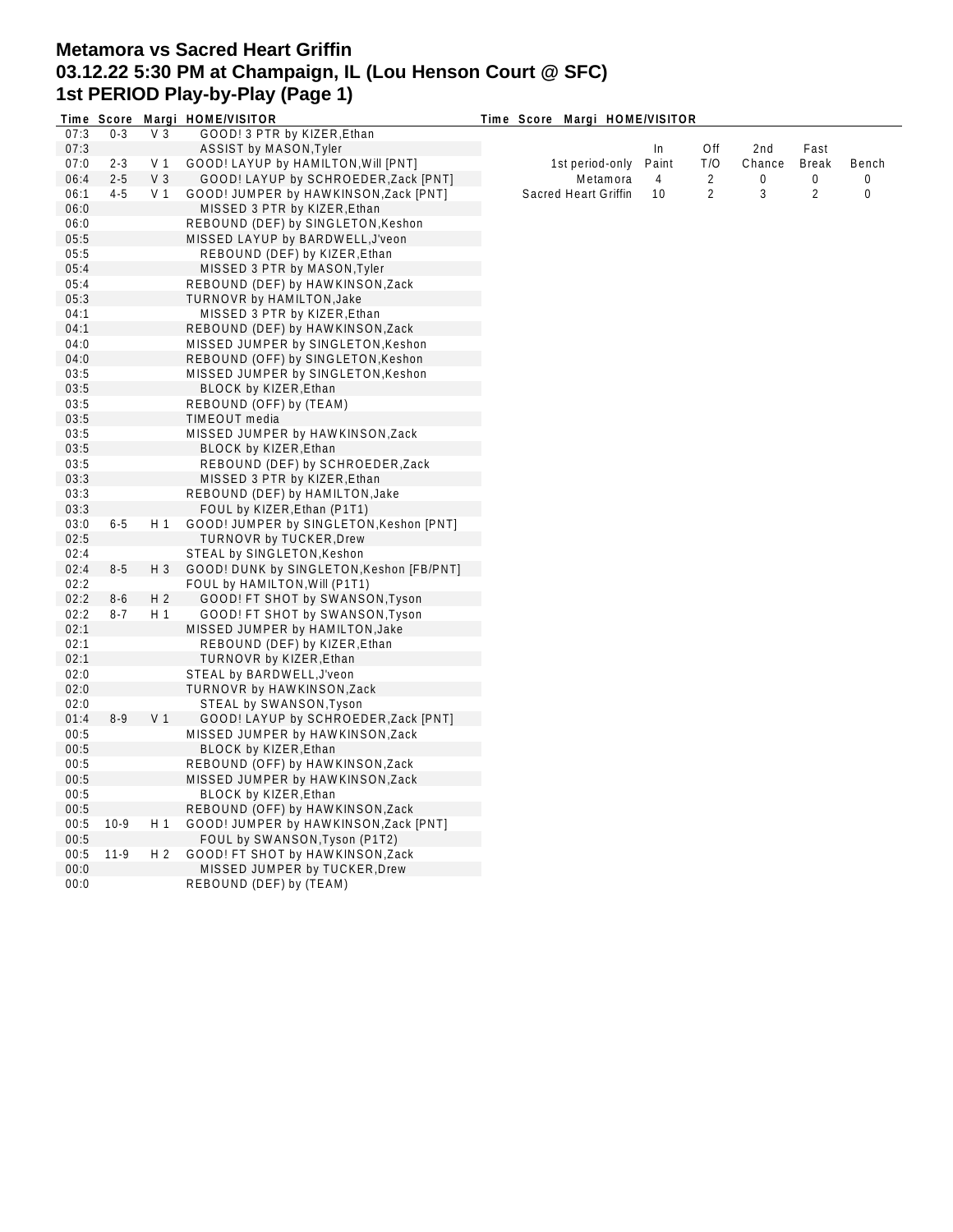# Metamora vs Sacred Heart Griffin
## 03.12.22 5:30 PM at Champaign, IL (Lou Henson Court @ SFC)
## 1st PERIOD Play-by-Play (Page 1)

| Time | Score | Margi | HOME/VISITOR |
|---|---|---|---|
| 07:3 | 0-3 | V 3 | GOOD! 3 PTR by KIZER,Ethan |
| 07:3 | | | ASSIST by MASON,Tyler |
| 07:0 | 2-3 | V 1 | GOOD! LAYUP by HAMILTON,Will [PNT] |
| 06:4 | 2-5 | V 3 | GOOD! LAYUP by SCHROEDER,Zack [PNT] |
| 06:1 | 4-5 | V 1 | GOOD! JUMPER by HAWKINSON,Zack [PNT] |
| 06:0 | | | MISSED 3 PTR by KIZER,Ethan |
| 06:0 | | | REBOUND (DEF) by SINGLETON,Keshon |
| 05:5 | | | MISSED LAYUP by BARDWELL,J'veon |
| 05:5 | | | REBOUND (DEF) by KIZER,Ethan |
| 05:4 | | | MISSED 3 PTR by MASON,Tyler |
| 05:4 | | | REBOUND (DEF) by HAWKINSON,Zack |
| 05:3 | | | TURNOVR by HAMILTON,Jake |
| 04:1 | | | MISSED 3 PTR by KIZER,Ethan |
| 04:1 | | | REBOUND (DEF) by HAWKINSON,Zack |
| 04:0 | | | MISSED JUMPER by SINGLETON,Keshon |
| 04:0 | | | REBOUND (OFF) by SINGLETON,Keshon |
| 03:5 | | | MISSED JUMPER by SINGLETON,Keshon |
| 03:5 | | | BLOCK by KIZER,Ethan |
| 03:5 | | | REBOUND (OFF) by (TEAM) |
| 03:5 | | | TIMEOUT media |
| 03:5 | | | MISSED JUMPER by HAWKINSON,Zack |
| 03:5 | | | BLOCK by KIZER,Ethan |
| 03:5 | | | REBOUND (DEF) by SCHROEDER,Zack |
| 03:3 | | | MISSED 3 PTR by KIZER,Ethan |
| 03:3 | | | REBOUND (DEF) by HAMILTON,Jake |
| 03:3 | | | FOUL by KIZER,Ethan (P1T1) |
| 03:0 | 6-5 | H 1 | GOOD! JUMPER by SINGLETON,Keshon [PNT] |
| 02:5 | | | TURNOVR by TUCKER,Drew |
| 02:4 | | | STEAL by SINGLETON,Keshon |
| 02:4 | 8-5 | H 3 | GOOD! DUNK by SINGLETON,Keshon [FB/PNT] |
| 02:2 | | | FOUL by HAMILTON,Will (P1T1) |
| 02:2 | 8-6 | H 2 | GOOD! FT SHOT by SWANSON,Tyson |
| 02:2 | 8-7 | H 1 | GOOD! FT SHOT by SWANSON,Tyson |
| 02:1 | | | MISSED JUMPER by HAMILTON,Jake |
| 02:1 | | | REBOUND (DEF) by KIZER,Ethan |
| 02:1 | | | TURNOVR by KIZER,Ethan |
| 02:0 | | | STEAL by BARDWELL,J'veon |
| 02:0 | | | TURNOVR by HAWKINSON,Zack |
| 02:0 | | | STEAL by SWANSON,Tyson |
| 01:4 | 8-9 | V 1 | GOOD! LAYUP by SCHROEDER,Zack [PNT] |
| 00:5 | | | MISSED JUMPER by HAWKINSON,Zack |
| 00:5 | | | BLOCK by KIZER,Ethan |
| 00:5 | | | REBOUND (OFF) by HAWKINSON,Zack |
| 00:5 | | | MISSED JUMPER by HAWKINSON,Zack |
| 00:5 | | | BLOCK by KIZER,Ethan |
| 00:5 | | | REBOUND (OFF) by HAWKINSON,Zack |
| 00:5 | 10-9 | H 1 | GOOD! JUMPER by HAWKINSON,Zack [PNT] |
| 00:5 | | | FOUL by SWANSON,Tyson (P1T2) |
| 00:5 | 11-9 | H 2 | GOOD! FT SHOT by HAWKINSON,Zack |
| 00:0 | | | MISSED JUMPER by TUCKER,Drew |
| 00:0 | | | REBOUND (DEF) by (TEAM) |

| 1st period-only | In Paint | Off T/O | 2nd Chance | Fast Break | Bench |
|---|---|---|---|---|---|
| Metamora | 4 | 2 | 0 | 0 | 0 |
| Sacred Heart Griffin | 10 | 2 | 3 | 2 | 0 |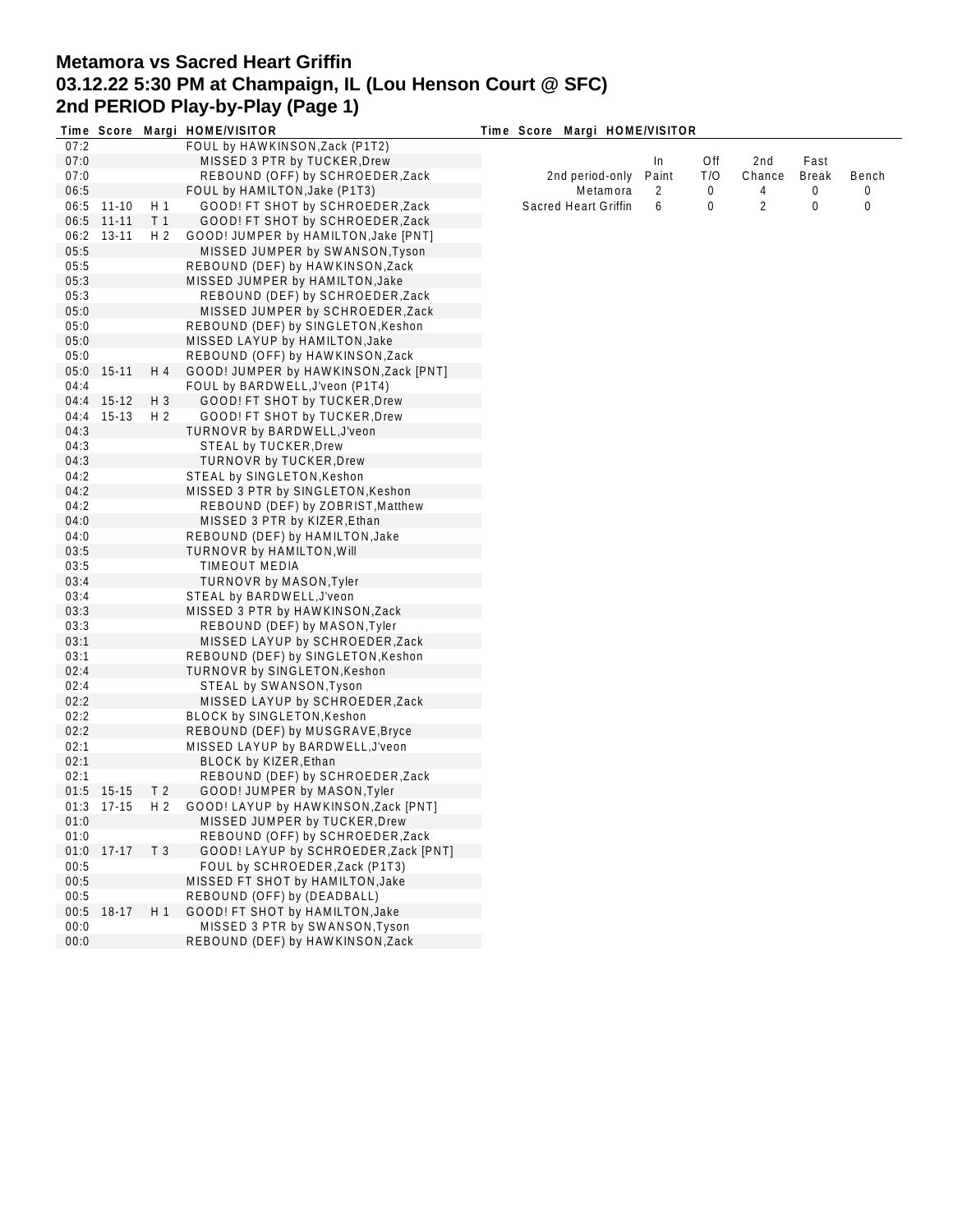# Metamora vs Sacred Heart Griffin
## 03.12.22 5:30 PM at Champaign, IL (Lou Henson Court @ SFC)
## 2nd PERIOD Play-by-Play (Page 1)

| Time | Score | Margi | HOME/VISITOR |
|---|---|---|---|
| 07:2 | | | FOUL by HAWKINSON,Zack (P1T2) |
| 07:0 | | | MISSED 3 PTR by TUCKER,Drew |
| 07:0 | | | REBOUND (OFF) by SCHROEDER,Zack |
| 06:5 | | | FOUL by HAMILTON,Jake (P1T3) |
| 06:5 | 11-10 | H 1 | GOOD! FT SHOT by SCHROEDER,Zack |
| 06:5 | 11-11 | T 1 | GOOD! FT SHOT by SCHROEDER,Zack |
| 06:2 | 13-11 | H 2 | GOOD! JUMPER by HAMILTON,Jake [PNT] |
| 05:5 | | | MISSED JUMPER by SWANSON,Tyson |
| 05:5 | | | REBOUND (DEF) by HAWKINSON,Zack |
| 05:3 | | | MISSED JUMPER by HAMILTON,Jake |
| 05:3 | | | REBOUND (DEF) by SCHROEDER,Zack |
| 05:0 | | | MISSED JUMPER by SCHROEDER,Zack |
| 05:0 | | | REBOUND (DEF) by SINGLETON,Keshon |
| 05:0 | | | MISSED LAYUP by HAMILTON,Jake |
| 05:0 | | | REBOUND (OFF) by HAWKINSON,Zack |
| 05:0 | 15-11 | H 4 | GOOD! JUMPER by HAWKINSON,Zack [PNT] |
| 04:4 | | | FOUL by BARDWELL,J'veon (P1T4) |
| 04:4 | 15-12 | H 3 | GOOD! FT SHOT by TUCKER,Drew |
| 04:4 | 15-13 | H 2 | GOOD! FT SHOT by TUCKER,Drew |
| 04:3 | | | TURNOVR by BARDWELL,J'veon |
| 04:3 | | | STEAL by TUCKER,Drew |
| 04:3 | | | TURNOVR by TUCKER,Drew |
| 04:2 | | | STEAL by SINGLETON,Keshon |
| 04:2 | | | MISSED 3 PTR by SINGLETON,Keshon |
| 04:2 | | | REBOUND (DEF) by ZOBRIST,Matthew |
| 04:0 | | | MISSED 3 PTR by KIZER,Ethan |
| 04:0 | | | REBOUND (DEF) by HAMILTON,Jake |
| 03:5 | | | TURNOVR by HAMILTON,Will |
| 03:5 | | | TIMEOUT MEDIA |
| 03:4 | | | TURNOVR by MASON,Tyler |
| 03:4 | | | STEAL by BARDWELL,J'veon |
| 03:3 | | | MISSED 3 PTR by HAWKINSON,Zack |
| 03:3 | | | REBOUND (DEF) by MASON,Tyler |
| 03:1 | | | MISSED LAYUP by SCHROEDER,Zack |
| 03:1 | | | REBOUND (DEF) by SINGLETON,Keshon |
| 02:4 | | | TURNOVR by SINGLETON,Keshon |
| 02:4 | | | STEAL by SWANSON,Tyson |
| 02:2 | | | MISSED LAYUP by SCHROEDER,Zack |
| 02:2 | | | BLOCK by SINGLETON,Keshon |
| 02:2 | | | REBOUND (DEF) by MUSGRAVE,Bryce |
| 02:1 | | | MISSED LAYUP by BARDWELL,J'veon |
| 02:1 | | | BLOCK by KIZER,Ethan |
| 02:1 | | | REBOUND (DEF) by SCHROEDER,Zack |
| 01:5 | 15-15 | T 2 | GOOD! JUMPER by MASON,Tyler |
| 01:3 | 17-15 | H 2 | GOOD! LAYUP by HAWKINSON,Zack [PNT] |
| 01:0 | | | MISSED JUMPER by TUCKER,Drew |
| 01:0 | | | REBOUND (OFF) by SCHROEDER,Zack |
| 01:0 | 17-17 | T 3 | GOOD! LAYUP by SCHROEDER,Zack [PNT] |
| 00:5 | | | FOUL by SCHROEDER,Zack (P1T3) |
| 00:5 | | | MISSED FT SHOT by HAMILTON,Jake |
| 00:5 | | | REBOUND (OFF) by (DEADBALL) |
| 00:5 | 18-17 | H 1 | GOOD! FT SHOT by HAMILTON,Jake |
| 00:0 | | | MISSED 3 PTR by SWANSON,Tyson |
| 00:0 | | | REBOUND (DEF) by HAWKINSON,Zack |

| 2nd period-only | In Paint | Off T/O | 2nd Chance | Fast Break | Bench |
|---|---|---|---|---|---|
| Metamora | 2 | 0 | 4 | 0 | 0 |
| Sacred Heart Griffin | 6 | 0 | 2 | 0 | 0 |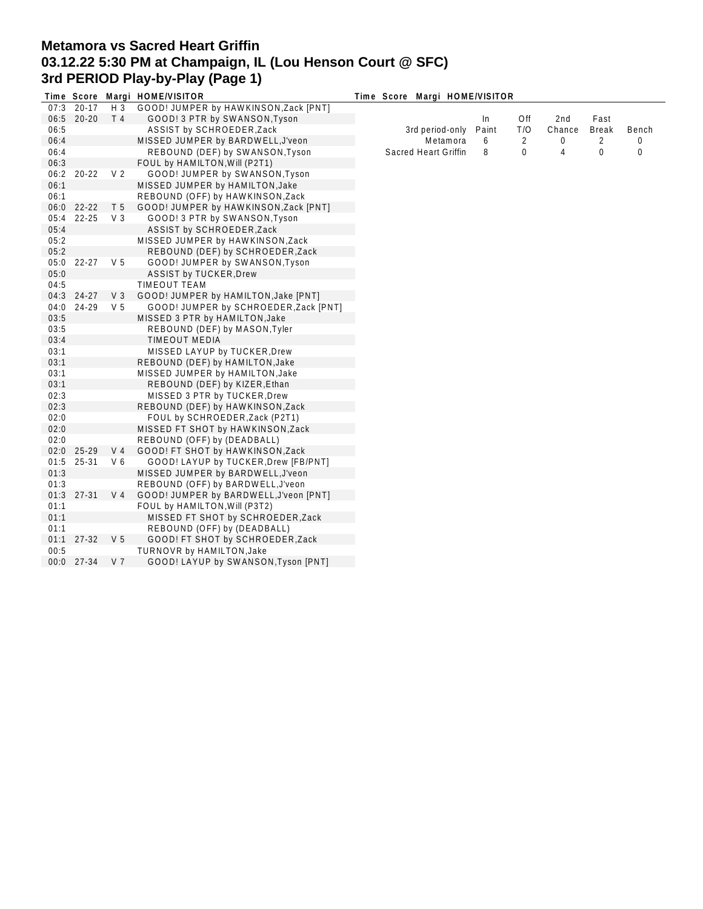# Metamora vs Sacred Heart Griffin
## 03.12.22 5:30 PM at Champaign, IL (Lou Henson Court @ SFC)
## 3rd PERIOD Play-by-Play (Page 1)

| Time | Score | Margi | HOME/VISITOR |
|---|---|---|---|
| 07:3 | 20-17 | H 3 | GOOD! JUMPER by HAWKINSON,Zack [PNT] |
| 06:5 | 20-20 | T 4 | GOOD! 3 PTR by SWANSON,Tyson |
| 06:5 | | | ASSIST by SCHROEDER,Zack |
| 06:4 | | | MISSED JUMPER by BARDWELL,J'veon |
| 06:4 | | | REBOUND (DEF) by SWANSON,Tyson |
| 06:3 | | | FOUL by HAMILTON,Will (P2T1) |
| 06:2 | 20-22 | V 2 | GOOD! JUMPER by SWANSON,Tyson |
| 06:1 | | | MISSED JUMPER by HAMILTON,Jake |
| 06:1 | | | REBOUND (OFF) by HAWKINSON,Zack |
| 06:0 | 22-22 | T 5 | GOOD! JUMPER by HAWKINSON,Zack [PNT] |
| 05:4 | 22-25 | V 3 | GOOD! 3 PTR by SWANSON,Tyson |
| 05:4 | | | ASSIST by SCHROEDER,Zack |
| 05:2 | | | MISSED JUMPER by HAWKINSON,Zack |
| 05:2 | | | REBOUND (DEF) by SCHROEDER,Zack |
| 05:0 | 22-27 | V 5 | GOOD! JUMPER by SWANSON,Tyson |
| 05:0 | | | ASSIST by TUCKER,Drew |
| 04:5 | | | TIMEOUT TEAM |
| 04:3 | 24-27 | V 3 | GOOD! JUMPER by HAMILTON,Jake [PNT] |
| 04:0 | 24-29 | V 5 | GOOD! JUMPER by SCHROEDER,Zack [PNT] |
| 03:5 | | | MISSED 3 PTR by HAMILTON,Jake |
| 03:5 | | | REBOUND (DEF) by MASON,Tyler |
| 03:4 | | | TIMEOUT MEDIA |
| 03:1 | | | MISSED LAYUP by TUCKER,Drew |
| 03:1 | | | REBOUND (DEF) by HAMILTON,Jake |
| 03:1 | | | MISSED JUMPER by HAMILTON,Jake |
| 03:1 | | | REBOUND (DEF) by KIZER,Ethan |
| 02:3 | | | MISSED 3 PTR by TUCKER,Drew |
| 02:3 | | | REBOUND (DEF) by HAWKINSON,Zack |
| 02:0 | | | FOUL by SCHROEDER,Zack (P2T1) |
| 02:0 | | | MISSED FT SHOT by HAWKINSON,Zack |
| 02:0 | | | REBOUND (OFF) by (DEADBALL) |
| 02:0 | 25-29 | V 4 | GOOD! FT SHOT by HAWKINSON,Zack |
| 01:5 | 25-31 | V 6 | GOOD! LAYUP by TUCKER,Drew [FB/PNT] |
| 01:3 | | | MISSED JUMPER by BARDWELL,J'veon |
| 01:3 | | | REBOUND (OFF) by BARDWELL,J'veon |
| 01:3 | 27-31 | V 4 | GOOD! JUMPER by BARDWELL,J'veon [PNT] |
| 01:1 | | | FOUL by HAMILTON,Will (P3T2) |
| 01:1 | | | MISSED FT SHOT by SCHROEDER,Zack |
| 01:1 | | | REBOUND (OFF) by (DEADBALL) |
| 01:1 | 27-32 | V 5 | GOOD! FT SHOT by SCHROEDER,Zack |
| 00:5 | | | TURNOVR by HAMILTON,Jake |
| 00:0 | 27-34 | V 7 | GOOD! LAYUP by SWANSON,Tyson [PNT] |

| 3rd period-only | In Paint | Off T/O | 2nd Chance | Fast Break | Bench |
|---|---|---|---|---|---|
| Metamora | 6 | 2 | 0 | 2 | 0 |
| Sacred Heart Griffin | 8 | 0 | 4 | 0 | 0 |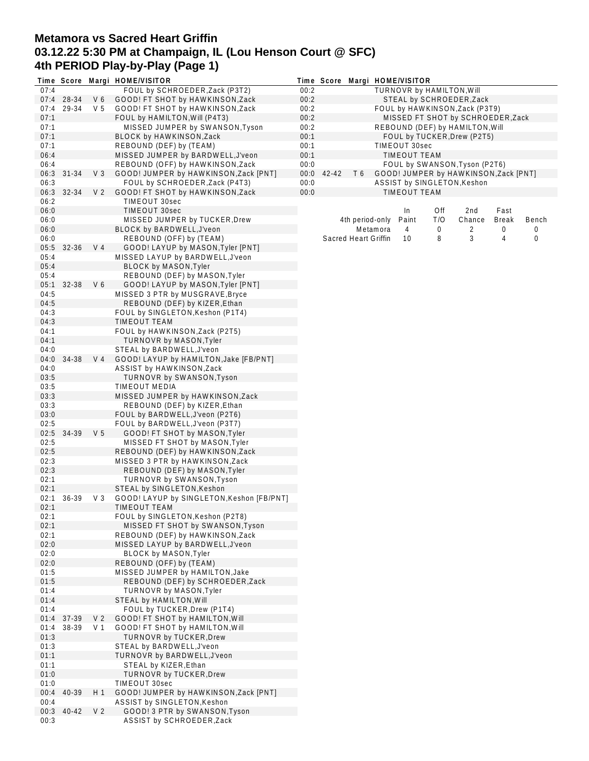# Metamora vs Sacred Heart Griffin
## 03.12.22 5:30 PM at Champaign, IL (Lou Henson Court @ SFC)
## 4th PERIOD Play-by-Play (Page 1)

| Time | Score | Margi | HOME/VISITOR |
|---|---|---|---|
| 07:4 | | | FOUL by SCHROEDER,Zack (P3T2) |
| 07:4 | 28-34 | V 6 | GOOD! FT SHOT by HAWKINSON,Zack |
| 07:4 | 29-34 | V 5 | GOOD! FT SHOT by HAWKINSON,Zack |
| 07:1 | | | FOUL by HAMILTON,Will (P4T3) |
| 07:1 | | | MISSED JUMPER by SWANSON,Tyson |
| 07:1 | | | BLOCK by HAWKINSON,Zack |
| 07:1 | | | REBOUND (DEF) by (TEAM) |
| 06:4 | | | MISSED JUMPER by BARDWELL,J'veon |
| 06:4 | | | REBOUND (OFF) by HAWKINSON,Zack |
| 06:3 | 31-34 | V 3 | GOOD! JUMPER by HAWKINSON,Zack [PNT] |
| 06:3 | | | FOUL by SCHROEDER,Zack (P4T3) |
| 06:3 | 32-34 | V 2 | GOOD! FT SHOT by HAWKINSON,Zack |
| 06:2 | | | TIMEOUT 30sec |
| 06:0 | | | TIMEOUT 30sec |
| 06:0 | | | MISSED JUMPER by TUCKER,Drew |
| 06:0 | | | BLOCK by BARDWELL,J'veon |
| 06:0 | | | REBOUND (OFF) by (TEAM) |
| 05:5 | 32-36 | V 4 | GOOD! LAYUP by MASON,Tyler [PNT] |
| 05:4 | | | MISSED LAYUP by BARDWELL,J'veon |
| 05:4 | | | BLOCK by MASON,Tyler |
| 05:4 | | | REBOUND (DEF) by MASON,Tyler |
| 05:1 | 32-38 | V 6 | GOOD! LAYUP by MASON,Tyler [PNT] |
| 04:5 | | | MISSED 3 PTR by MUSGRAVE,Bryce |
| 04:5 | | | REBOUND (DEF) by KIZER,Ethan |
| 04:3 | | | FOUL by SINGLETON,Keshon (P1T4) |
| 04:3 | | | TIMEOUT TEAM |
| 04:1 | | | FOUL by HAWKINSON,Zack (P2T5) |
| 04:1 | | | TURNOVR by MASON,Tyler |
| 04:0 | | | STEAL by BARDWELL,J'veon |
| 04:0 | 34-38 | V 4 | GOOD! LAYUP by HAMILTON,Jake [FB/PNT] |
| 04:0 | | | ASSIST by HAWKINSON,Zack |
| 03:5 | | | TURNOVR by SWANSON,Tyson |
| 03:5 | | | TIMEOUT MEDIA |
| 03:3 | | | MISSED JUMPER by HAWKINSON,Zack |
| 03:3 | | | REBOUND (DEF) by KIZER,Ethan |
| 03:0 | | | FOUL by BARDWELL,J'veon (P2T6) |
| 02:5 | | | FOUL by BARDWELL,J'veon (P3T7) |
| 02:5 | 34-39 | V 5 | GOOD! FT SHOT by MASON,Tyler |
| 02:5 | | | MISSED FT SHOT by MASON,Tyler |
| 02:5 | | | REBOUND (DEF) by HAWKINSON,Zack |
| 02:3 | | | MISSED 3 PTR by HAWKINSON,Zack |
| 02:3 | | | REBOUND (DEF) by MASON,Tyler |
| 02:1 | | | TURNOVR by SWANSON,Tyson |
| 02:1 | | | STEAL by SINGLETON,Keshon |
| 02:1 | 36-39 | V 3 | GOOD! LAYUP by SINGLETON,Keshon [FB/PNT] |
| 02:1 | | | TIMEOUT TEAM |
| 02:1 | | | FOUL by SINGLETON,Keshon (P2T8) |
| 02:1 | | | MISSED FT SHOT by SWANSON,Tyson |
| 02:1 | | | REBOUND (DEF) by HAWKINSON,Zack |
| 02:0 | | | MISSED LAYUP by BARDWELL,J'veon |
| 02:0 | | | BLOCK by MASON,Tyler |
| 02:0 | | | REBOUND (OFF) by (TEAM) |
| 01:5 | | | MISSED JUMPER by HAMILTON,Jake |
| 01:5 | | | REBOUND (DEF) by SCHROEDER,Zack |
| 01:4 | | | TURNOVR by MASON,Tyler |
| 01:4 | | | STEAL by HAMILTON,Will |
| 01:4 | | | FOUL by TUCKER,Drew (P1T4) |
| 01:4 | 37-39 | V 2 | GOOD! FT SHOT by HAMILTON,Will |
| 01:4 | 38-39 | V 1 | GOOD! FT SHOT by HAMILTON,Will |
| 01:3 | | | TURNOVR by TUCKER,Drew |
| 01:3 | | | STEAL by BARDWELL,J'veon |
| 01:1 | | | TURNOVR by BARDWELL,J'veon |
| 01:1 | | | STEAL by KIZER,Ethan |
| 01:0 | | | TURNOVR by TUCKER,Drew |
| 01:0 | | | TIMEOUT 30sec |
| 00:4 | 40-39 | H 1 | GOOD! JUMPER by HAWKINSON,Zack [PNT] |
| 00:4 | | | ASSIST by SINGLETON,Keshon |
| 00:3 | 40-42 | V 2 | GOOD! 3 PTR by SWANSON,Tyson |
| 00:3 | | | ASSIST by SCHROEDER,Zack |
| 00:2 | | | TURNOVR by HAMILTON,Will |
| 00:2 | | | STEAL by SCHROEDER,Zack |
| 00:2 | | | FOUL by HAWKINSON,Zack (P3T9) |
| 00:2 | | | MISSED FT SHOT by SCHROEDER,Zack |
| 00:2 | | | REBOUND (DEF) by HAMILTON,Will |
| 00:1 | | | FOUL by TUCKER,Drew (P2T5) |
| 00:1 | | | TIMEOUT 30sec |
| 00:1 | | | TIMEOUT TEAM |
| 00:0 | | | FOUL by SWANSON,Tyson (P2T6) |
| 00:0 | 42-42 | T 6 | GOOD! JUMPER by HAWKINSON,Zack [PNT] |
| 00:0 | | | ASSIST by SINGLETON,Keshon |
| 00:0 | | | TIMEOUT TEAM |

| 4th period-only | In Paint | Off T/O | 2nd Chance | Fast Break | Bench |
|---|---|---|---|---|---|
| Metamora | 4 | 0 | 2 | 0 | 0 |
| Sacred Heart Griffin | 10 | 8 | 3 | 4 | 0 |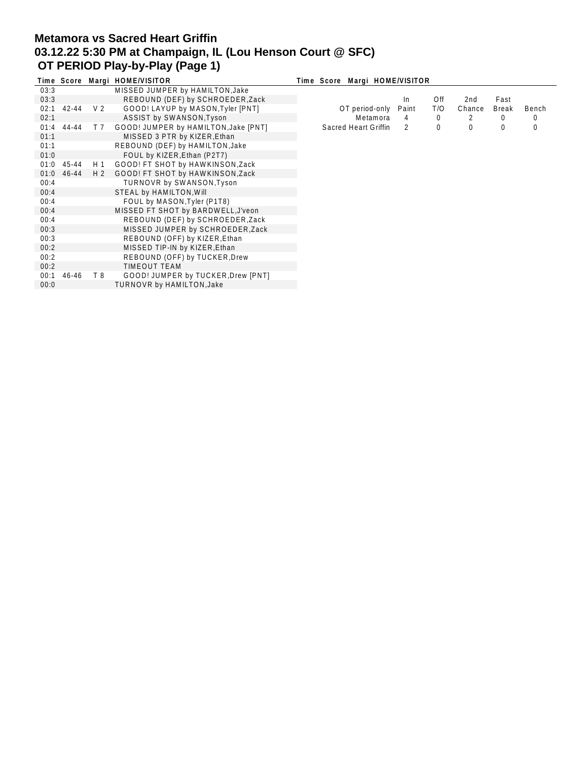# Metamora vs Sacred Heart Griffin
## 03.12.22 5:30 PM at Champaign, IL (Lou Henson Court @ SFC)
### OT PERIOD Play-by-Play (Page 1)

| Time | Score | Margi | HOME/VISITOR |
|---|---|---|---|
| 03:3 | | | MISSED JUMPER by HAMILTON,Jake |
| 03:3 | | | REBOUND (DEF) by SCHROEDER,Zack |
| 02:1 | 42-44 | V 2 | GOOD! LAYUP by MASON,Tyler [PNT] |
| 02:1 | | | ASSIST by SWANSON,Tyson |
| 01:4 | 44-44 | T 7 | GOOD! JUMPER by HAMILTON,Jake [PNT] |
| 01:1 | | | MISSED 3 PTR by KIZER,Ethan |
| 01:1 | | | REBOUND (DEF) by HAMILTON,Jake |
| 01:0 | | | FOUL by KIZER,Ethan (P2T7) |
| 01:0 | 45-44 | H 1 | GOOD! FT SHOT by HAWKINSON,Zack |
| 01:0 | 46-44 | H 2 | GOOD! FT SHOT by HAWKINSON,Zack |
| 00:4 | | | TURNOVR by SWANSON,Tyson |
| 00:4 | | | STEAL by HAMILTON,Will |
| 00:4 | | | FOUL by MASON,Tyler (P1T8) |
| 00:4 | | | MISSED FT SHOT by BARDWELL,J'veon |
| 00:4 | | | REBOUND (DEF) by SCHROEDER,Zack |
| 00:3 | | | MISSED JUMPER by SCHROEDER,Zack |
| 00:3 | | | REBOUND (OFF) by KIZER,Ethan |
| 00:2 | | | MISSED TIP-IN by KIZER,Ethan |
| 00:2 | | | REBOUND (OFF) by TUCKER,Drew |
| 00:2 | | | TIMEOUT TEAM |
| 00:1 | 46-46 | T 8 | GOOD! JUMPER by TUCKER,Drew [PNT] |
| 00:0 | | | TURNOVR by HAMILTON,Jake |

| OT period-only | In Paint | Off T/O | 2nd Chance | Fast Break | Bench |
|---|---|---|---|---|---|
| Metamora | 4 | 0 | 2 | 0 | 0 |
| Sacred Heart Griffin | 2 | 0 | 0 | 0 | 0 |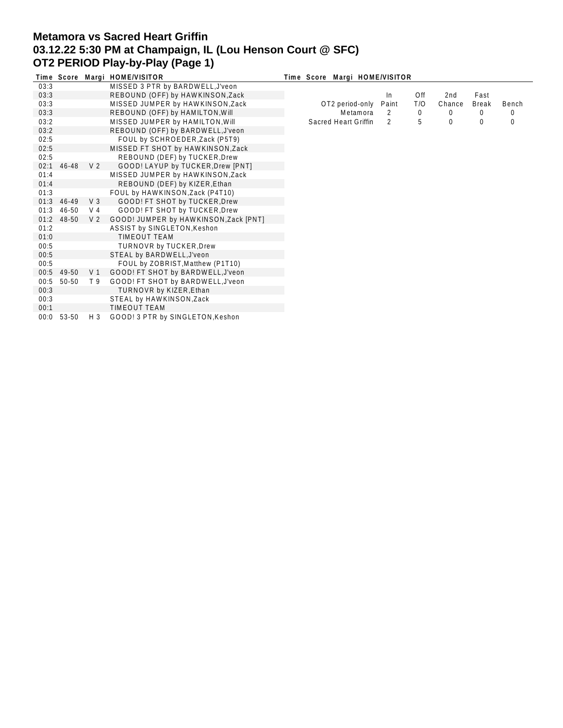# Metamora vs Sacred Heart Griffin
## 03.12.22 5:30 PM at Champaign, IL (Lou Henson Court @ SFC)
## OT2 PERIOD Play-by-Play (Page 1)

| Time | Score | Margi | HOME/VISITOR |
|---|---|---|---|
| 03:3 | | | MISSED 3 PTR by BARDWELL,J'veon |
| 03:3 | | | REBOUND (OFF) by HAWKINSON,Zack |
| 03:3 | | | MISSED JUMPER by HAWKINSON,Zack |
| 03:3 | | | REBOUND (OFF) by HAMILTON,Will |
| 03:2 | | | MISSED JUMPER by HAMILTON,Will |
| 03:2 | | | REBOUND (OFF) by BARDWELL,J'veon |
| 02:5 | | | FOUL by SCHROEDER,Zack (P5T9) |
| 02:5 | | | MISSED FT SHOT by HAWKINSON,Zack |
| 02:5 | | | REBOUND (DEF) by TUCKER,Drew |
| 02:1 | 46-48 | V 2 | GOOD! LAYUP by TUCKER,Drew [PNT] |
| 01:4 | | | MISSED JUMPER by HAWKINSON,Zack |
| 01:4 | | | REBOUND (DEF) by KIZER,Ethan |
| 01:3 | | | FOUL by HAWKINSON,Zack (P4T10) |
| 01:3 | 46-49 | V 3 | GOOD! FT SHOT by TUCKER,Drew |
| 01:3 | 46-50 | V 4 | GOOD! FT SHOT by TUCKER,Drew |
| 01:2 | 48-50 | V 2 | GOOD! JUMPER by HAWKINSON,Zack [PNT] |
| 01:2 | | | ASSIST by SINGLETON,Keshon |
| 01:0 | | | TIMEOUT TEAM |
| 00:5 | | | TURNOVR by TUCKER,Drew |
| 00:5 | | | STEAL by BARDWELL,J'veon |
| 00:5 | | | FOUL by ZOBRIST,Matthew (P1T10) |
| 00:5 | 49-50 | V 1 | GOOD! FT SHOT by BARDWELL,J'veon |
| 00:5 | 50-50 | T 9 | GOOD! FT SHOT by BARDWELL,J'veon |
| 00:3 | | | TURNOVR by KIZER,Ethan |
| 00:3 | | | STEAL by HAWKINSON,Zack |
| 00:1 | | | TIMEOUT TEAM |
| 00:0 | 53-50 | H 3 | GOOD! 3 PTR by SINGLETON,Keshon |

| OT2 period-only | In Paint | Off T/O | 2nd Chance | Fast Break | Bench |
|---|---|---|---|---|---|
| Metamora | 2 | 0 | 0 | 0 | 0 |
| Sacred Heart Griffin | 2 | 5 | 0 | 0 | 0 |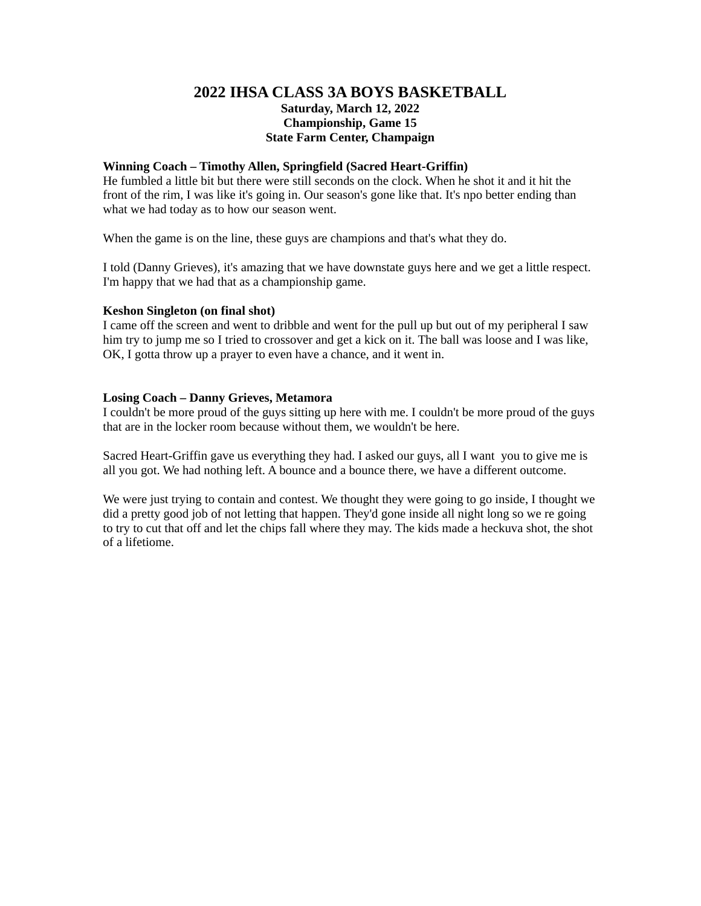# 2022 IHSA CLASS 3A BOYS BASKETBALL

**Saturday, March 12, 2022**
**Championship, Game 15**
**State Farm Center, Champaign**

**Winning Coach – Timothy Allen, Springfield (Sacred Heart-Griffin)**
He fumbled a little bit but there were still seconds on the clock. When he shot it and it hit the front of the rim, I was like it's going in. Our season's gone like that. It's npo better ending than what we had today as to how our season went.

When the game is on the line, these guys are champions and that's what they do.

I told (Danny Grieves), it's amazing that we have downstate guys here and we get a little respect. I'm happy that we had that as a championship game.

**Keshon Singleton (on final shot)**
I came off the screen and went to dribble and went for the pull up but out of my peripheral I saw him try to jump me so I tried to crossover and get a kick on it. The ball was loose and I was like, OK, I gotta throw up a prayer to even have a chance, and it went in.

**Losing Coach – Danny Grieves, Metamora**
I couldn't be more proud of the guys sitting up here with me. I couldn't be more proud of the guys that are in the locker room because without them, we wouldn't be here.

Sacred Heart-Griffin gave us everything they had. I asked our guys, all I want you to give me is all you got. We had nothing left. A bounce and a bounce there, we have a different outcome.

We were just trying to contain and contest. We thought they were going to go inside, I thought we did a pretty good job of not letting that happen. They'd gone inside all night long so we re going to try to cut that off and let the chips fall where they may. The kids made a heckuva shot, the shot of a lifetiome.